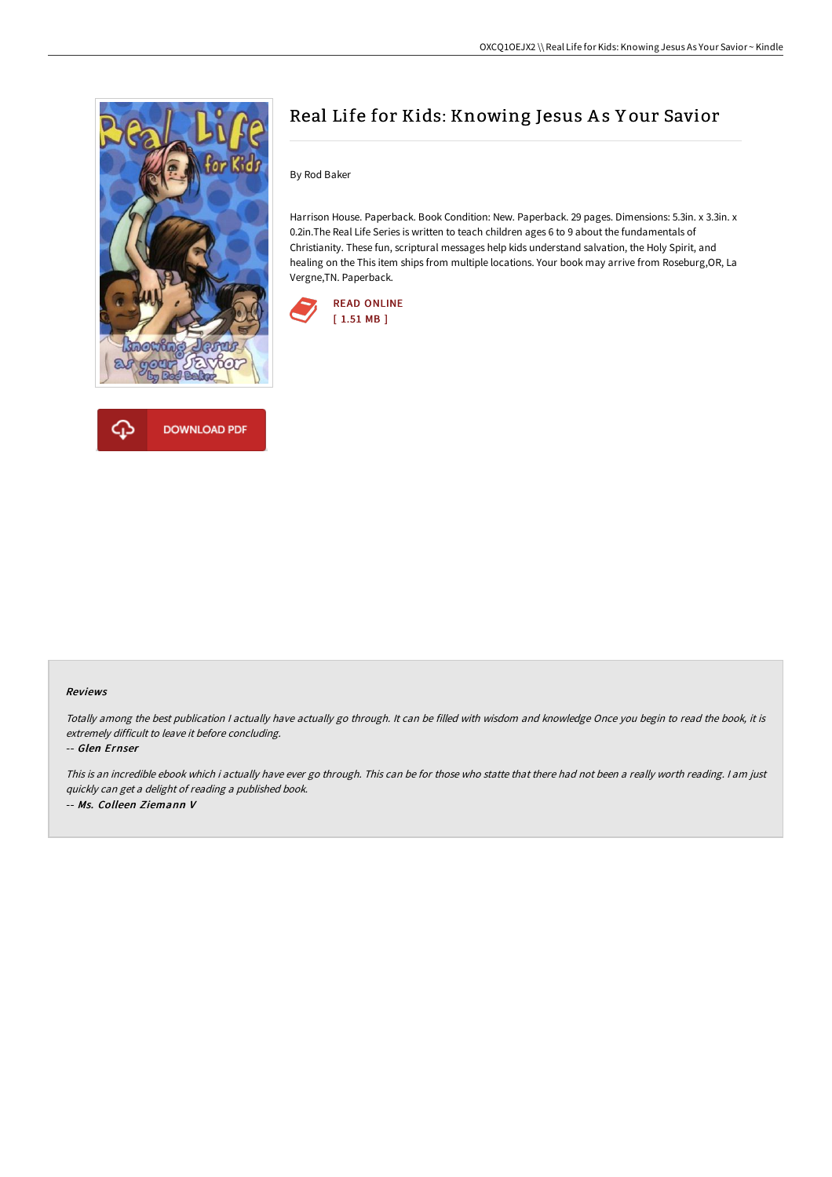# Real Life for Kids: Knowing Jesus As Your Savior

By Rod Baker

Harrison House. Paperback. Book Condition: New. Paperback. 29 pages. Dimensions: 5.3in. x 3.3in. x 0.2in.The Real Life Series is written to teach children ages 6 to 9 about the fundamentals of Christianity. These fun, scriptural messages help kids understand salvation, the Holy Spirit, and healing on the This item ships from multiple locations. Your book may arrive from Roseburg,OR, La Vergne,TN. Paperback.

READ ONLINE
[ 1.51 MB ]

DOWNLOAD PDF

### Reviews

*Totally among the best publication I actually have actually go through. It can be filled with wisdom and knowledge Once you begin to read the book, it is extremely difficult to leave it before concluding.*

*-- Glen Ernser*

*This is an incredible ebook which i actually have ever go through. This can be for those who statte that there had not been a really worth reading. I am just quickly can get a delight of reading a published book.*

*-- Ms. Colleen Ziemann V*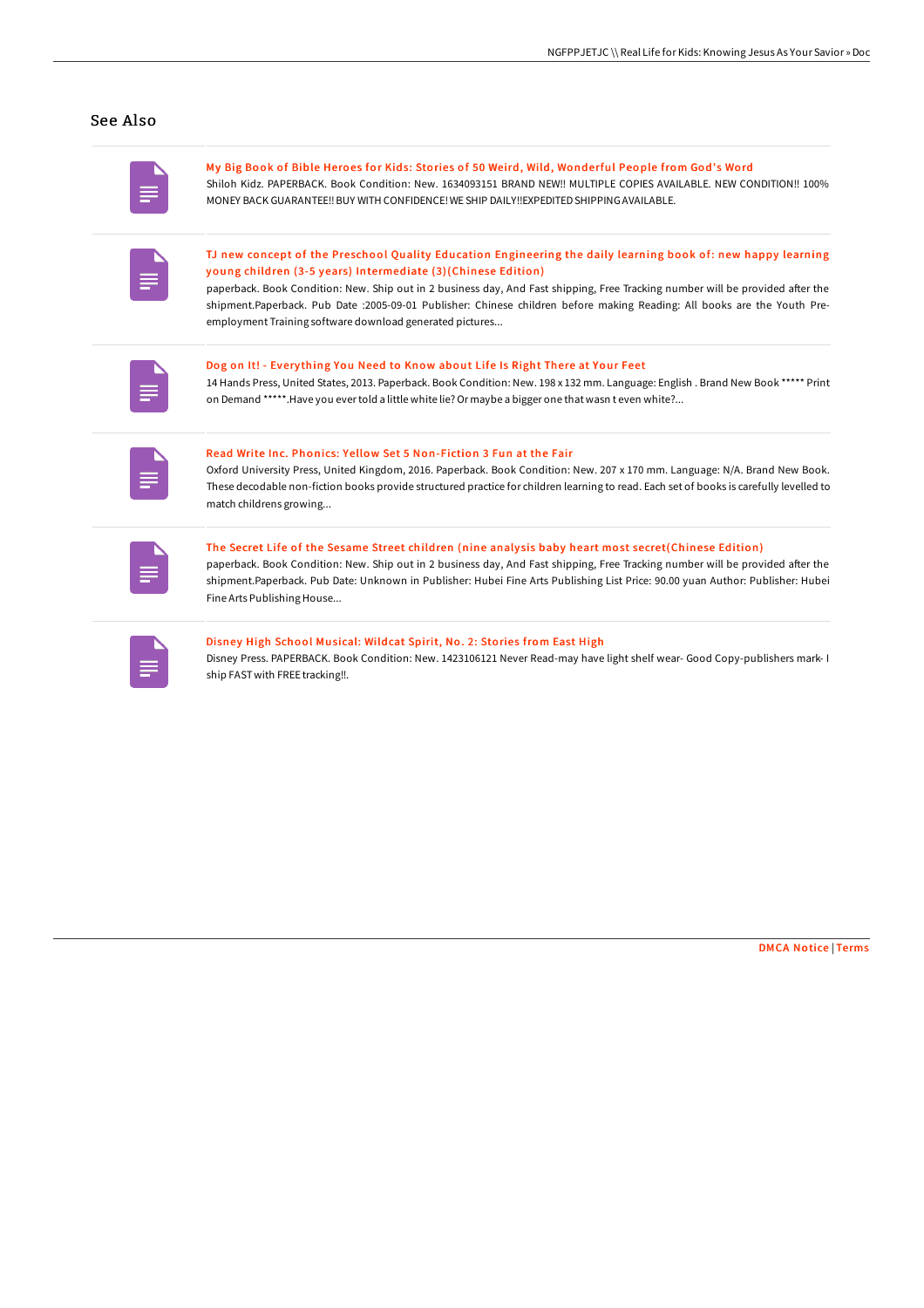## See Also

**My Big Book of Bible Heroes for Kids: Stories of 50 Weird, Wild, Wonderful People from God's Word**

Shiloh Kidz. PAPERBACK. Book Condition: New. 1634093151 BRAND NEW!! MULTIPLE COPIES AVAILABLE. NEW CONDITION!! 100% MONEY BACK GUARANTEE!! BUY WITH CONFIDENCE! WE SHIP DAILY!!EXPEDITED SHIPPING AVAILABLE.

**TJ new concept of the Preschool Quality Education Engineering the daily learning book of: new happy learning young children (3-5 years) Intermediate (3)(Chinese Edition)**

paperback. Book Condition: New. Ship out in 2 business day, And Fast shipping, Free Tracking number will be provided after the shipment.Paperback. Pub Date :2005-09-01 Publisher: Chinese children before making Reading: All books are the Youth Pre-employment Training software download generated pictures...

**Dog on It! - Everything You Need to Know about Life Is Right There at Your Feet**

14 Hands Press, United States, 2013. Paperback. Book Condition: New. 198 x 132 mm. Language: English . Brand New Book ***** Print on Demand *****.Have you ever told a little white lie? Or maybe a bigger one that wasn t even white?...

**Read Write Inc. Phonics: Yellow Set 5 Non-Fiction 3 Fun at the Fair**

Oxford University Press, United Kingdom, 2016. Paperback. Book Condition: New. 207 x 170 mm. Language: N/A. Brand New Book. These decodable non-fiction books provide structured practice for children learning to read. Each set of books is carefully levelled to match childrens growing...

**The Secret Life of the Sesame Street children (nine analysis baby heart most secret(Chinese Edition)**

paperback. Book Condition: New. Ship out in 2 business day, And Fast shipping, Free Tracking number will be provided after the shipment.Paperback. Pub Date: Unknown in Publisher: Hubei Fine Arts Publishing List Price: 90.00 yuan Author: Publisher: Hubei Fine Arts Publishing House...

**Disney High School Musical: Wildcat Spirit, No. 2: Stories from East High**

Disney Press. PAPERBACK. Book Condition: New. 1423106121 Never Read-may have light shelf wear- Good Copy-publishers mark- I ship FAST with FREE tracking!!.